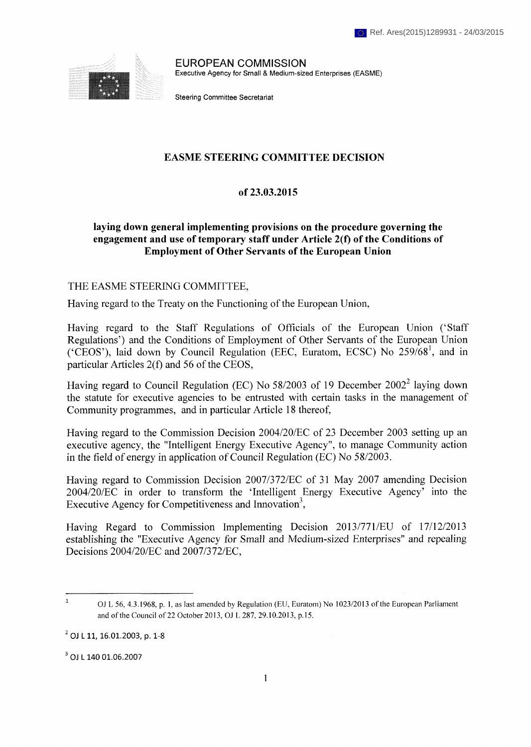Ref. Ares(2015)1289931 - 24/03/2015

EUROPEAN COMMISSION
Executive Agency for Small & Medium-sized Enterprises (EASME)

Steering Committee Secretariat

# EASME STEERING COMMITTEE DECISION

## of 23.03.2015

## laying down general implementing provisions on the procedure governing the engagement and use of temporary staff under Article 2(f) of the Conditions of Employment of Other Servants of the European Union

THE EASME STEERING COMMITTEE,

Having regard to the Treaty on the Functioning of the European Union,

Having regard to the Staff Regulations of Officials of the European Union ('Staff Regulations') and the Conditions of Employment of Other Servants of the European Union ('CEOS'), laid down by Council Regulation (EEC, Euratom, ECSC) No 259/68[1], and in particular Articles 2(f) and 56 of the CEOS,

Having regard to Council Regulation (EC) No 58/2003 of 19 December 2002[2] laying down the statute for executive agencies to be entrusted with certain tasks in the management of Community programmes, and in particular Article 18 thereof,

Having regard to the Commission Decision 2004/20/EC of 23 December 2003 setting up an executive agency, the "Intelligent Energy Executive Agency", to manage Community action in the field of energy in application of Council Regulation (EC) No 58/2003.

Having regard to Commission Decision 2007/372/EC of 31 May 2007 amending Decision 2004/20/EC in order to transform the 'Intelligent Energy Executive Agency' into the Executive Agency for Competitiveness and Innovation[3],

Having Regard to Commission Implementing Decision 2013/771/EU of 17/12/2013 establishing the "Executive Agency for Small and Medium-sized Enterprises" and repealing Decisions 2004/20/EC and 2007/372/EC,

---

[1] OJ L 56, 4.3.1968, p. 1, as last amended by Regulation (EU, Euratom) No 1023/2013 of the European Parliament and of the Council of 22 October 2013, OJ L 287, 29.10.2013, p.15.

[2] OJ L 11, 16.01.2003, p. 1-8

[3] OJ L 140 01.06.2007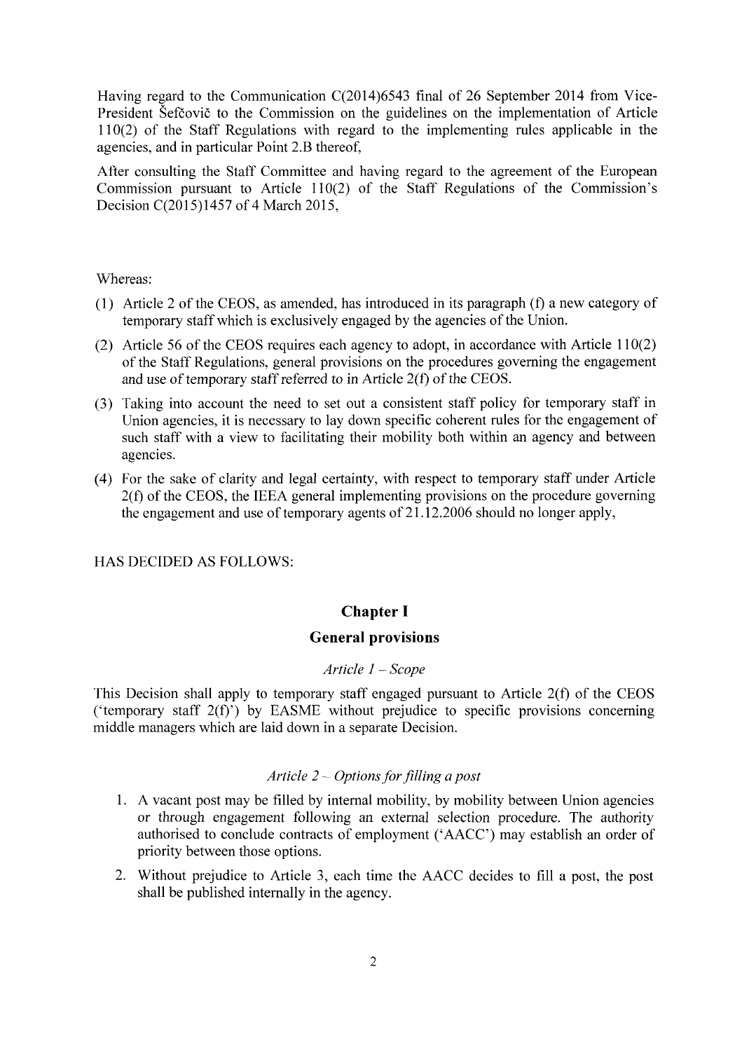Having regard to the Communication C(2014)6543 final of 26 September 2014 from Vice-President Šefčovič to the Commission on the guidelines on the implementation of Article 110(2) of the Staff Regulations with regard to the implementing rules applicable in the agencies, and in particular Point 2.B thereof,

After consulting the Staff Committee and having regard to the agreement of the European Commission pursuant to Article 110(2) of the Staff Regulations of the Commission's Decision C(2015)1457 of 4 March 2015,

Whereas:

(1) Article 2 of the CEOS, as amended, has introduced in its paragraph (f) a new category of temporary staff which is exclusively engaged by the agencies of the Union.

(2) Article 56 of the CEOS requires each agency to adopt, in accordance with Article 110(2) of the Staff Regulations, general provisions on the procedures governing the engagement and use of temporary staff referred to in Article 2(f) of the CEOS.

(3) Taking into account the need to set out a consistent staff policy for temporary staff in Union agencies, it is necessary to lay down specific coherent rules for the engagement of such staff with a view to facilitating their mobility both within an agency and between agencies.

(4) For the sake of clarity and legal certainty, with respect to temporary staff under Article 2(f) of the CEOS, the IEEA general implementing provisions on the procedure governing the engagement and use of temporary agents of 21.12.2006 should no longer apply,

HAS DECIDED AS FOLLOWS:

## Chapter I

## General provisions

### *Article 1 – Scope*

This Decision shall apply to temporary staff engaged pursuant to Article 2(f) of the CEOS ('temporary staff 2(f)') by EASME without prejudice to specific provisions concerning middle managers which are laid down in a separate Decision.

### *Article 2 – Options for filling a post*

1. A vacant post may be filled by internal mobility, by mobility between Union agencies or through engagement following an external selection procedure. The authority authorised to conclude contracts of employment ('AACC') may establish an order of priority between those options.

2. Without prejudice to Article 3, each time the AACC decides to fill a post, the post shall be published internally in the agency.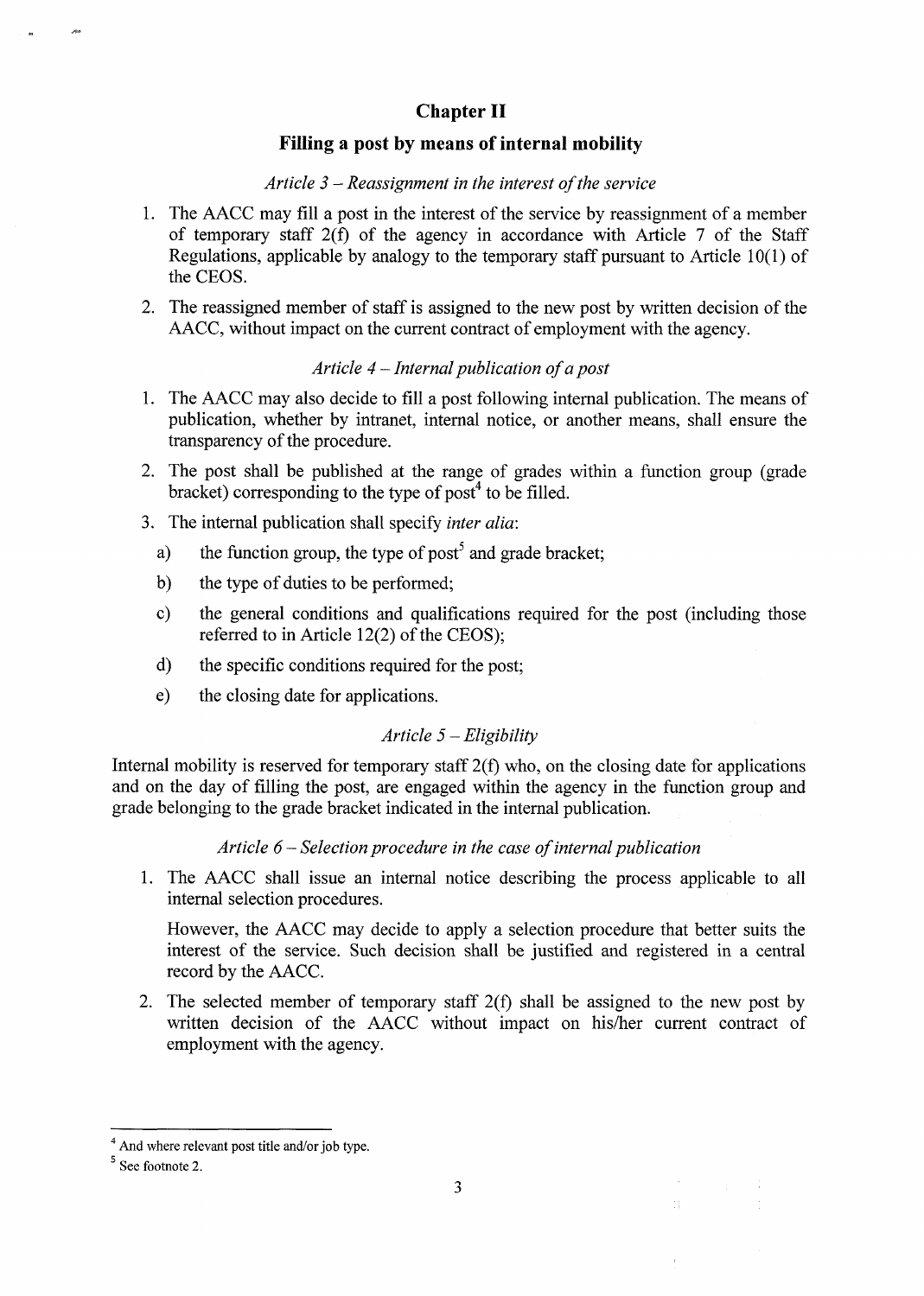## Chapter II

### Filling a post by means of internal mobility

*Article 3 – Reassignment in the interest of the service*

1. The AACC may fill a post in the interest of the service by reassignment of a member of temporary staff 2(f) of the agency in accordance with Article 7 of the Staff Regulations, applicable by analogy to the temporary staff pursuant to Article 10(1) of the CEOS.
2. The reassigned member of staff is assigned to the new post by written decision of the AACC, without impact on the current contract of employment with the agency.

*Article 4 – Internal publication of a post*

1. The AACC may also decide to fill a post following internal publication. The means of publication, whether by intranet, internal notice, or another means, shall ensure the transparency of the procedure.
2. The post shall be published at the range of grades within a function group (grade bracket) corresponding to the type of post[4] to be filled.
3. The internal publication shall specify *inter alia*:
   a) the function group, the type of post[5] and grade bracket;
   b) the type of duties to be performed;
   c) the general conditions and qualifications required for the post (including those referred to in Article 12(2) of the CEOS);
   d) the specific conditions required for the post;
   e) the closing date for applications.

*Article 5 – Eligibility*

Internal mobility is reserved for temporary staff 2(f) who, on the closing date for applications and on the day of filling the post, are engaged within the agency in the function group and grade belonging to the grade bracket indicated in the internal publication.

*Article 6 – Selection procedure in the case of internal publication*

1. The AACC shall issue an internal notice describing the process applicable to all internal selection procedures.

   However, the AACC may decide to apply a selection procedure that better suits the interest of the service. Such decision shall be justified and registered in a central record by the AACC.
2. The selected member of temporary staff 2(f) shall be assigned to the new post by written decision of the AACC without impact on his/her current contract of employment with the agency.

---

[4] And where relevant post title and/or job type.

[5] See footnote 2.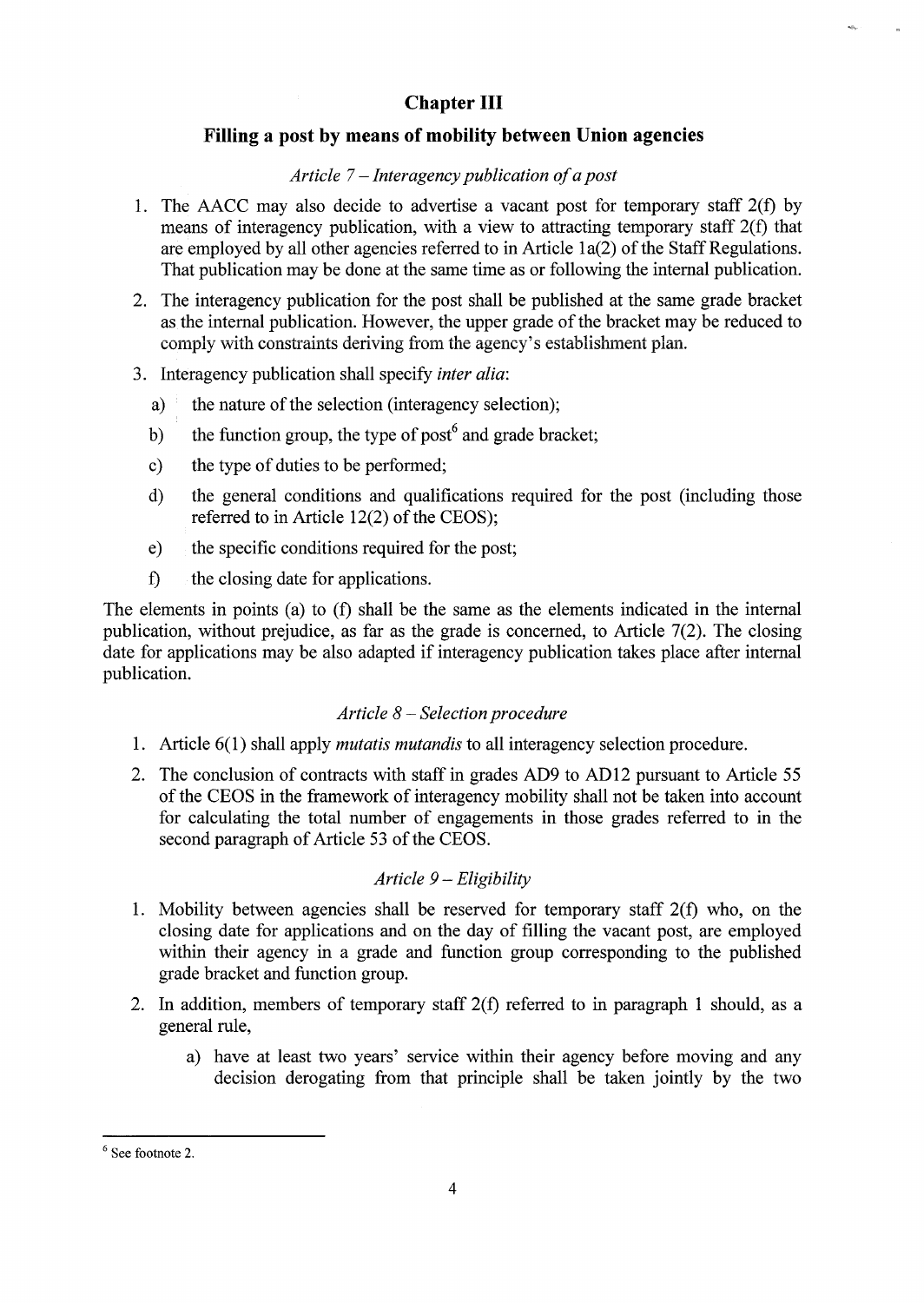## Chapter III

## Filling a post by means of mobility between Union agencies

*Article 7 – Interagency publication of a post*

1. The AACC may also decide to advertise a vacant post for temporary staff 2(f) by means of interagency publication, with a view to attracting temporary staff 2(f) that are employed by all other agencies referred to in Article 1a(2) of the Staff Regulations. That publication may be done at the same time as or following the internal publication.
2. The interagency publication for the post shall be published at the same grade bracket as the internal publication. However, the upper grade of the bracket may be reduced to comply with constraints deriving from the agency's establishment plan.
3. Interagency publication shall specify *inter alia*:
   a) the nature of the selection (interagency selection);
   b) the function group, the type of post[6] and grade bracket;
   c) the type of duties to be performed;
   d) the general conditions and qualifications required for the post (including those referred to in Article 12(2) of the CEOS);
   e) the specific conditions required for the post;
   f) the closing date for applications.

The elements in points (a) to (f) shall be the same as the elements indicated in the internal publication, without prejudice, as far as the grade is concerned, to Article 7(2). The closing date for applications may be also adapted if interagency publication takes place after internal publication.

*Article 8 – Selection procedure*

1. Article 6(1) shall apply *mutatis mutandis* to all interagency selection procedure.
2. The conclusion of contracts with staff in grades AD9 to AD12 pursuant to Article 55 of the CEOS in the framework of interagency mobility shall not be taken into account for calculating the total number of engagements in those grades referred to in the second paragraph of Article 53 of the CEOS.

*Article 9 – Eligibility*

1. Mobility between agencies shall be reserved for temporary staff 2(f) who, on the closing date for applications and on the day of filling the vacant post, are employed within their agency in a grade and function group corresponding to the published grade bracket and function group.
2. In addition, members of temporary staff 2(f) referred to in paragraph 1 should, as a general rule,
   a) have at least two years' service within their agency before moving and any decision derogating from that principle shall be taken jointly by the two

[6] See footnote 2.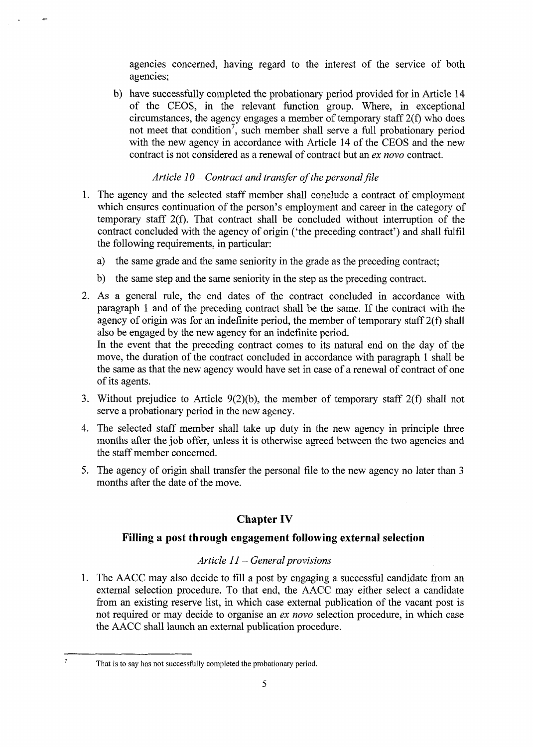agencies concerned, having regard to the interest of the service of both agencies;

b) have successfully completed the probationary period provided for in Article 14 of the CEOS, in the relevant function group. Where, in exceptional circumstances, the agency engages a member of temporary staff 2(f) who does not meet that condition[7], such member shall serve a full probationary period with the new agency in accordance with Article 14 of the CEOS and the new contract is not considered as a renewal of contract but an *ex novo* contract.

*Article 10 – Contract and transfer of the personal file*

1. The agency and the selected staff member shall conclude a contract of employment which ensures continuation of the person's employment and career in the category of temporary staff 2(f). That contract shall be concluded without interruption of the contract concluded with the agency of origin ('the preceding contract') and shall fulfil the following requirements, in particular:

   a) the same grade and the same seniority in the grade as the preceding contract;

   b) the same step and the same seniority in the step as the preceding contract.

2. As a general rule, the end dates of the contract concluded in accordance with paragraph 1 and of the preceding contract shall be the same. If the contract with the agency of origin was for an indefinite period, the member of temporary staff 2(f) shall also be engaged by the new agency for an indefinite period.
   In the event that the preceding contract comes to its natural end on the day of the move, the duration of the contract concluded in accordance with paragraph 1 shall be the same as that the new agency would have set in case of a renewal of contract of one of its agents.

3. Without prejudice to Article 9(2)(b), the member of temporary staff 2(f) shall not serve a probationary period in the new agency.

4. The selected staff member shall take up duty in the new agency in principle three months after the job offer, unless it is otherwise agreed between the two agencies and the staff member concerned.

5. The agency of origin shall transfer the personal file to the new agency no later than 3 months after the date of the move.

## Chapter IV

## Filling a post through engagement following external selection

*Article 11 – General provisions*

1. The AACC may also decide to fill a post by engaging a successful candidate from an external selection procedure. To that end, the AACC may either select a candidate from an existing reserve list, in which case external publication of the vacant post is not required or may decide to organise an *ex novo* selection procedure, in which case the AACC shall launch an external publication procedure.

---

[7] That is to say has not successfully completed the probationary period.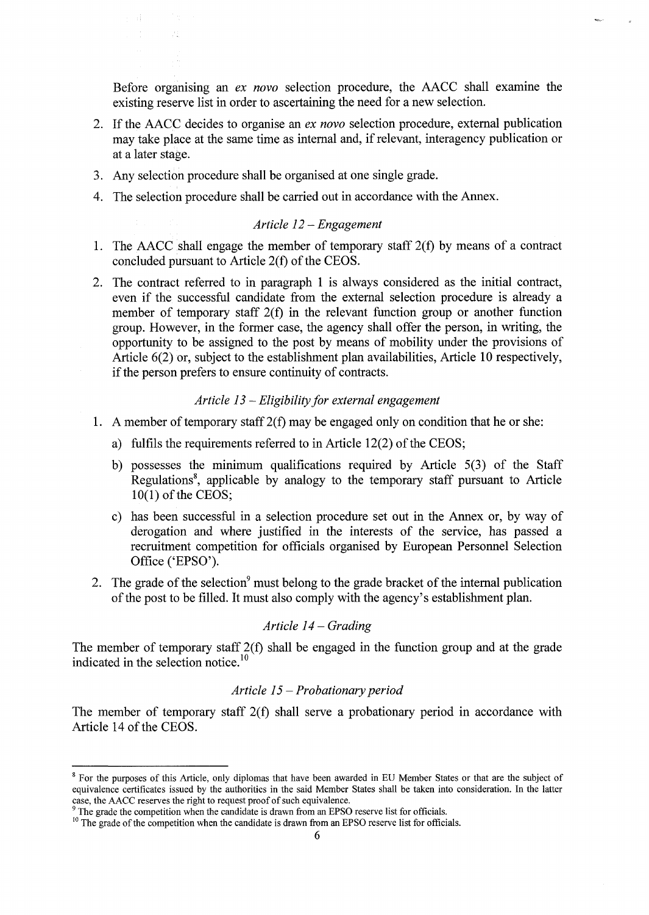Before organising an *ex novo* selection procedure, the AACC shall examine the existing reserve list in order to ascertaining the need for a new selection.

2. If the AACC decides to organise an *ex novo* selection procedure, external publication may take place at the same time as internal and, if relevant, interagency publication or at a later stage.
3. Any selection procedure shall be organised at one single grade.
4. The selection procedure shall be carried out in accordance with the Annex.

*Article 12 – Engagement*

1. The AACC shall engage the member of temporary staff 2(f) by means of a contract concluded pursuant to Article 2(f) of the CEOS.
2. The contract referred to in paragraph 1 is always considered as the initial contract, even if the successful candidate from the external selection procedure is already a member of temporary staff 2(f) in the relevant function group or another function group. However, in the former case, the agency shall offer the person, in writing, the opportunity to be assigned to the post by means of mobility under the provisions of Article 6(2) or, subject to the establishment plan availabilities, Article 10 respectively, if the person prefers to ensure continuity of contracts.

*Article 13 – Eligibility for external engagement*

1. A member of temporary staff 2(f) may be engaged only on condition that he or she:
   a) fulfils the requirements referred to in Article 12(2) of the CEOS;
   b) possesses the minimum qualifications required by Article 5(3) of the Staff Regulations[8], applicable by analogy to the temporary staff pursuant to Article 10(1) of the CEOS;
   c) has been successful in a selection procedure set out in the Annex or, by way of derogation and where justified in the interests of the service, has passed a recruitment competition for officials organised by European Personnel Selection Office ('EPSO').
2. The grade of the selection[9] must belong to the grade bracket of the internal publication of the post to be filled. It must also comply with the agency's establishment plan.

*Article 14 – Grading*

The member of temporary staff 2(f) shall be engaged in the function group and at the grade indicated in the selection notice.[10]

*Article 15 – Probationary period*

The member of temporary staff 2(f) shall serve a probationary period in accordance with Article 14 of the CEOS.

---

[8] For the purposes of this Article, only diplomas that have been awarded in EU Member States or that are the subject of equivalence certificates issued by the authorities in the said Member States shall be taken into consideration. In the latter case, the AACC reserves the right to request proof of such equivalence.

[9] The grade the competition when the candidate is drawn from an EPSO reserve list for officials.

[10] The grade of the competition when the candidate is drawn from an EPSO reserve list for officials.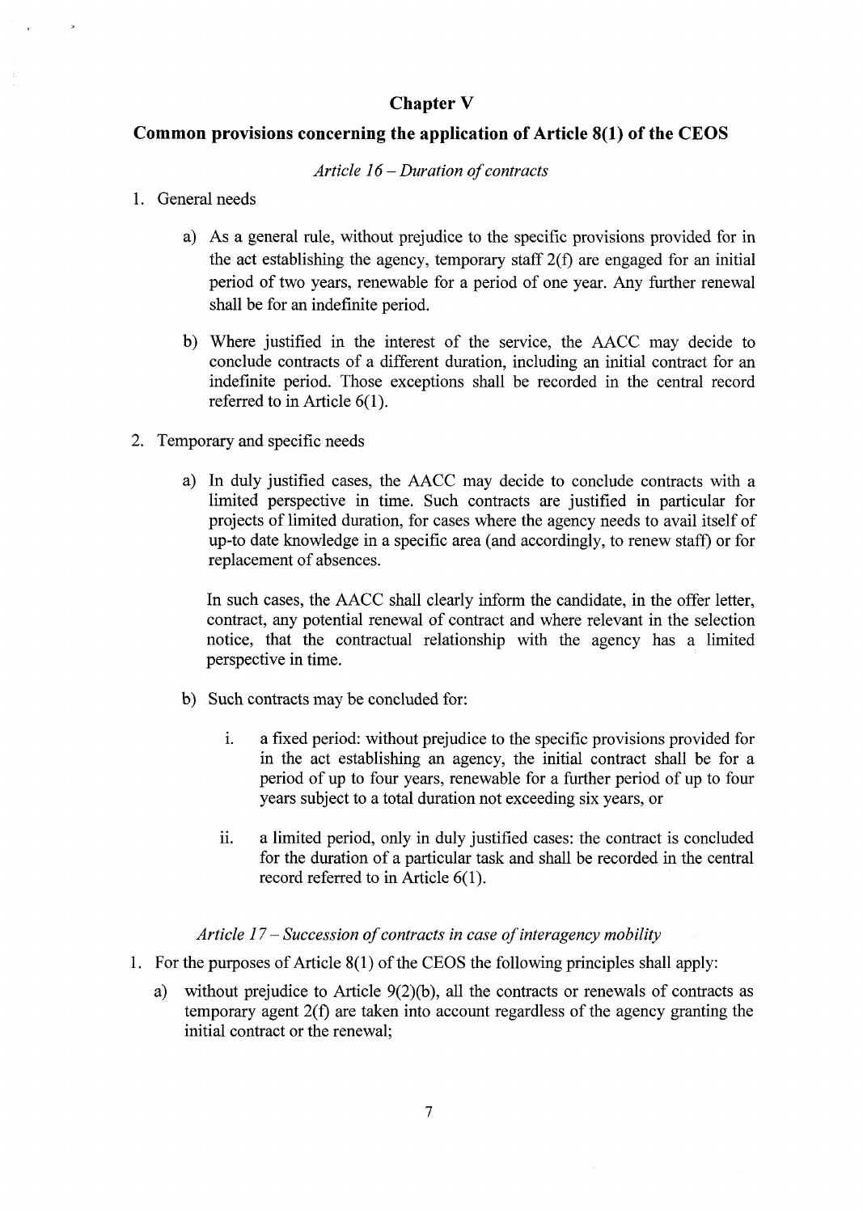## Chapter V

## Common provisions concerning the application of Article 8(1) of the CEOS

*Article 16 – Duration of contracts*

1. General needs

   a) As a general rule, without prejudice to the specific provisions provided for in the act establishing the agency, temporary staff 2(f) are engaged for an initial period of two years, renewable for a period of one year. Any further renewal shall be for an indefinite period.

   b) Where justified in the interest of the service, the AACC may decide to conclude contracts of a different duration, including an initial contract for an indefinite period. Those exceptions shall be recorded in the central record referred to in Article 6(1).

2. Temporary and specific needs

   a) In duly justified cases, the AACC may decide to conclude contracts with a limited perspective in time. Such contracts are justified in particular for projects of limited duration, for cases where the agency needs to avail itself of up-to date knowledge in a specific area (and accordingly, to renew staff) or for replacement of absences.

      In such cases, the AACC shall clearly inform the candidate, in the offer letter, contract, any potential renewal of contract and where relevant in the selection notice, that the contractual relationship with the agency has a limited perspective in time.

   b) Such contracts may be concluded for:

      i. a fixed period: without prejudice to the specific provisions provided for in the act establishing an agency, the initial contract shall be for a period of up to four years, renewable for a further period of up to four years subject to a total duration not exceeding six years, or

      ii. a limited period, only in duly justified cases: the contract is concluded for the duration of a particular task and shall be recorded in the central record referred to in Article 6(1).

*Article 17 – Succession of contracts in case of interagency mobility*

1. For the purposes of Article 8(1) of the CEOS the following principles shall apply:

   a) without prejudice to Article 9(2)(b), all the contracts or renewals of contracts as temporary agent 2(f) are taken into account regardless of the agency granting the initial contract or the renewal;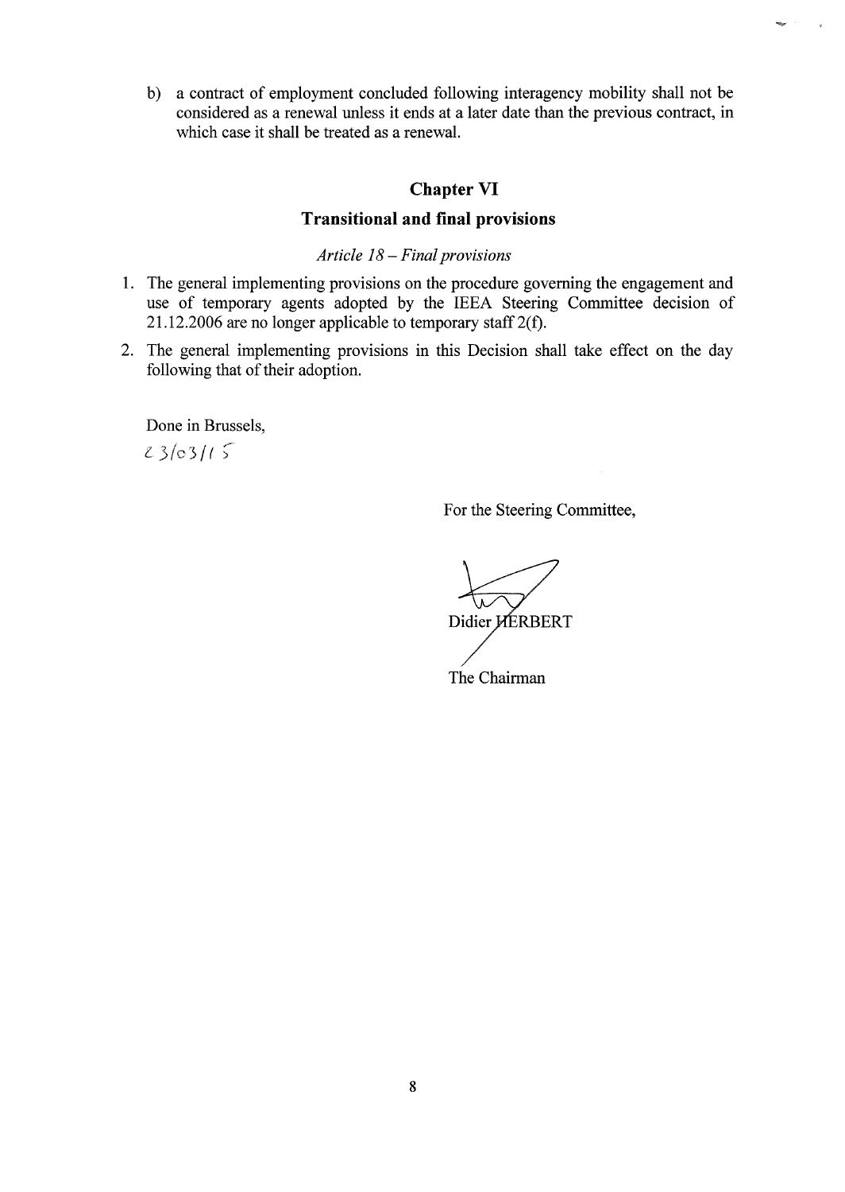b) a contract of employment concluded following interagency mobility shall not be considered as a renewal unless it ends at a later date than the previous contract, in which case it shall be treated as a renewal.

## Chapter VI

## Transitional and final provisions

*Article 18 – Final provisions*

1. The general implementing provisions on the procedure governing the engagement and use of temporary agents adopted by the IEEA Steering Committee decision of 21.12.2006 are no longer applicable to temporary staff 2(f).
2. The general implementing provisions in this Decision shall take effect on the day following that of their adoption.

Done in Brussels,

23/03/15

For the Steering Committee,

Didier HERBERT

The Chairman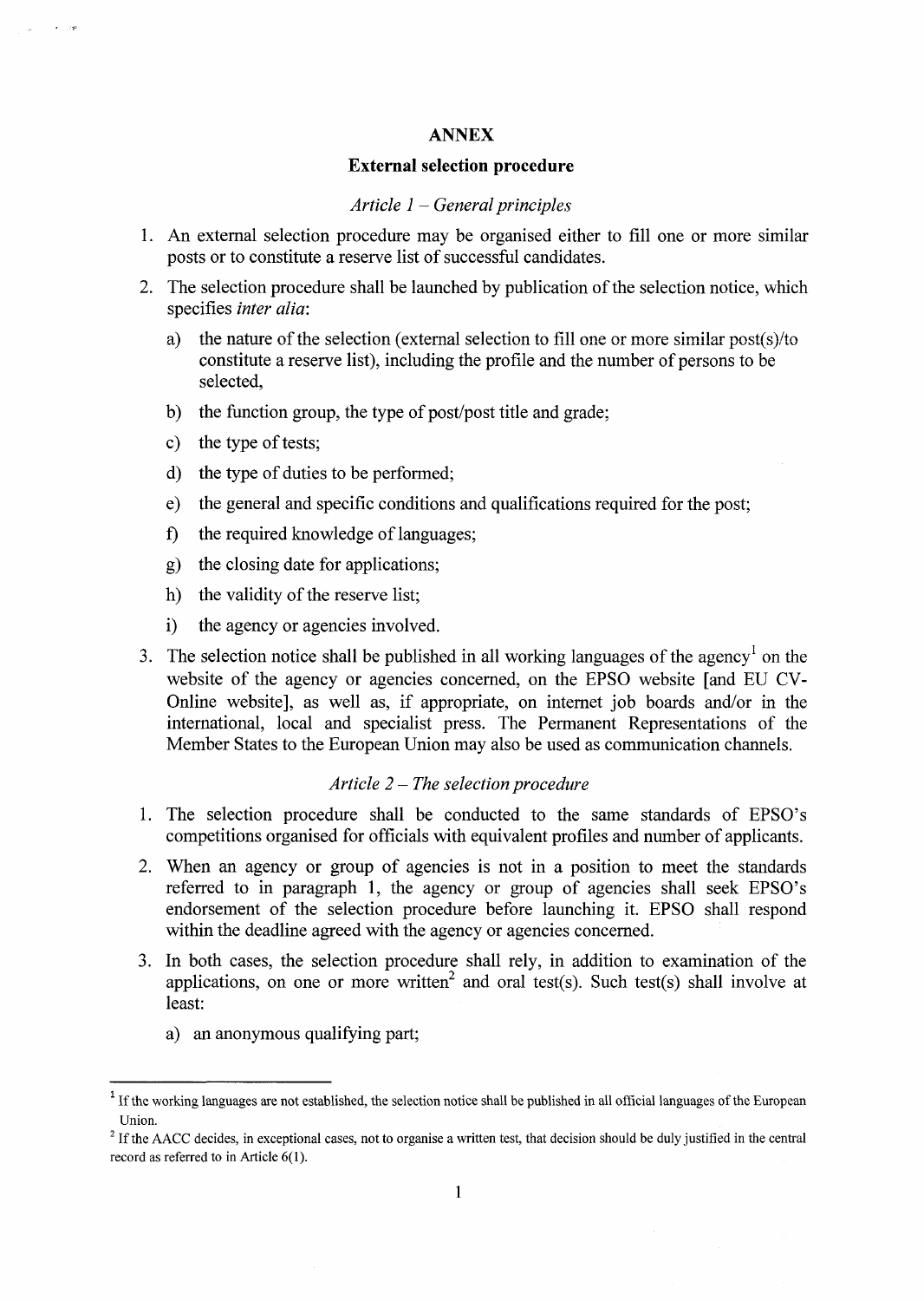## ANNEX

### External selection procedure

*Article 1 – General principles*

1. An external selection procedure may be organised either to fill one or more similar posts or to constitute a reserve list of successful candidates.
2. The selection procedure shall be launched by publication of the selection notice, which specifies *inter alia*:
   a) the nature of the selection (external selection to fill one or more similar post(s)/to constitute a reserve list), including the profile and the number of persons to be selected,
   b) the function group, the type of post/post title and grade;
   c) the type of tests;
   d) the type of duties to be performed;
   e) the general and specific conditions and qualifications required for the post;
   f) the required knowledge of languages;
   g) the closing date for applications;
   h) the validity of the reserve list;
   i) the agency or agencies involved.
3. The selection notice shall be published in all working languages of the agency[1] on the website of the agency or agencies concerned, on the EPSO website [and EU CV-Online website], as well as, if appropriate, on internet job boards and/or in the international, local and specialist press. The Permanent Representations of the Member States to the European Union may also be used as communication channels.

*Article 2 – The selection procedure*

1. The selection procedure shall be conducted to the same standards of EPSO's competitions organised for officials with equivalent profiles and number of applicants.
2. When an agency or group of agencies is not in a position to meet the standards referred to in paragraph 1, the agency or group of agencies shall seek EPSO's endorsement of the selection procedure before launching it. EPSO shall respond within the deadline agreed with the agency or agencies concerned.
3. In both cases, the selection procedure shall rely, in addition to examination of the applications, on one or more written[2] and oral test(s). Such test(s) shall involve at least:
   a) an anonymous qualifying part;

---

[1] If the working languages are not established, the selection notice shall be published in all official languages of the European Union.

[2] If the AACC decides, in exceptional cases, not to organise a written test, that decision should be duly justified in the central record as referred to in Article 6(1).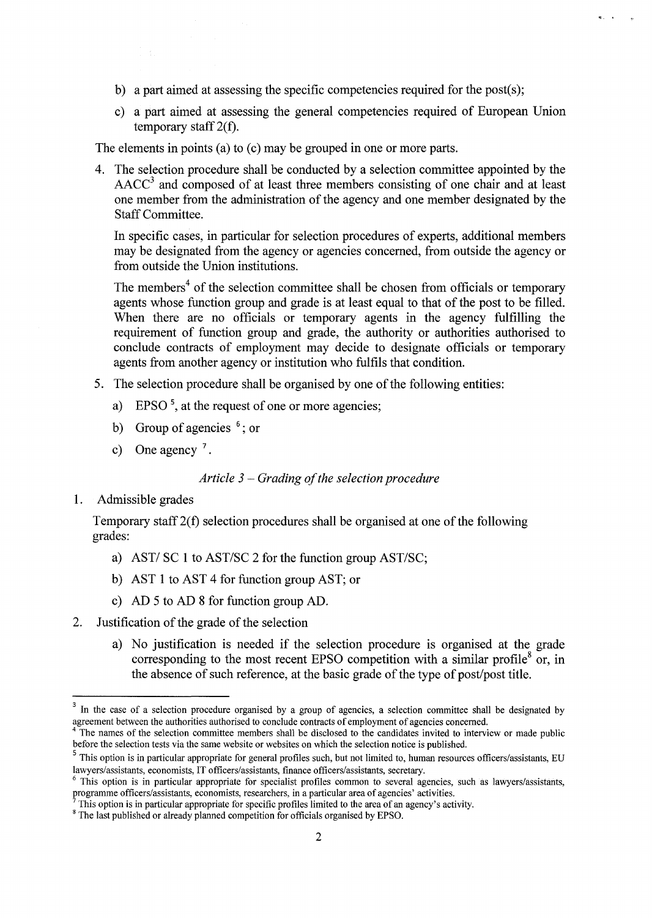b) a part aimed at assessing the specific competencies required for the post(s);

c) a part aimed at assessing the general competencies required of European Union temporary staff 2(f).

The elements in points (a) to (c) may be grouped in one or more parts.

4. The selection procedure shall be conducted by a selection committee appointed by the AACC[3] and composed of at least three members consisting of one chair and at least one member from the administration of the agency and one member designated by the Staff Committee.

   In specific cases, in particular for selection procedures of experts, additional members may be designated from the agency or agencies concerned, from outside the agency or from outside the Union institutions.

   The members[4] of the selection committee shall be chosen from officials or temporary agents whose function group and grade is at least equal to that of the post to be filled. When there are no officials or temporary agents in the agency fulfilling the requirement of function group and grade, the authority or authorities authorised to conclude contracts of employment may decide to designate officials or temporary agents from another agency or institution who fulfils that condition.

5. The selection procedure shall be organised by one of the following entities:

   a) EPSO [5], at the request of one or more agencies;

   b) Group of agencies [6]; or

   c) One agency [7].

*Article 3 – Grading of the selection procedure*

1. Admissible grades

   Temporary staff 2(f) selection procedures shall be organised at one of the following grades:

   a) AST/ SC 1 to AST/SC 2 for the function group AST/SC;

   b) AST 1 to AST 4 for function group AST; or

   c) AD 5 to AD 8 for function group AD.

2. Justification of the grade of the selection

   a) No justification is needed if the selection procedure is organised at the grade corresponding to the most recent EPSO competition with a similar profile[8] or, in the absence of such reference, at the basic grade of the type of post/post title.

---

[3] In the case of a selection procedure organised by a group of agencies, a selection committee shall be designated by agreement between the authorities authorised to conclude contracts of employment of agencies concerned.

[4] The names of the selection committee members shall be disclosed to the candidates invited to interview or made public before the selection tests via the same website or websites on which the selection notice is published.

[5] This option is in particular appropriate for general profiles such, but not limited to, human resources officers/assistants, EU lawyers/assistants, economists, IT officers/assistants, finance officers/assistants, secretary.

[6] This option is in particular appropriate for specialist profiles common to several agencies, such as lawyers/assistants, programme officers/assistants, economists, researchers, in a particular area of agencies' activities.

[7] This option is in particular appropriate for specific profiles limited to the area of an agency's activity.

[8] The last published or already planned competition for officials organised by EPSO.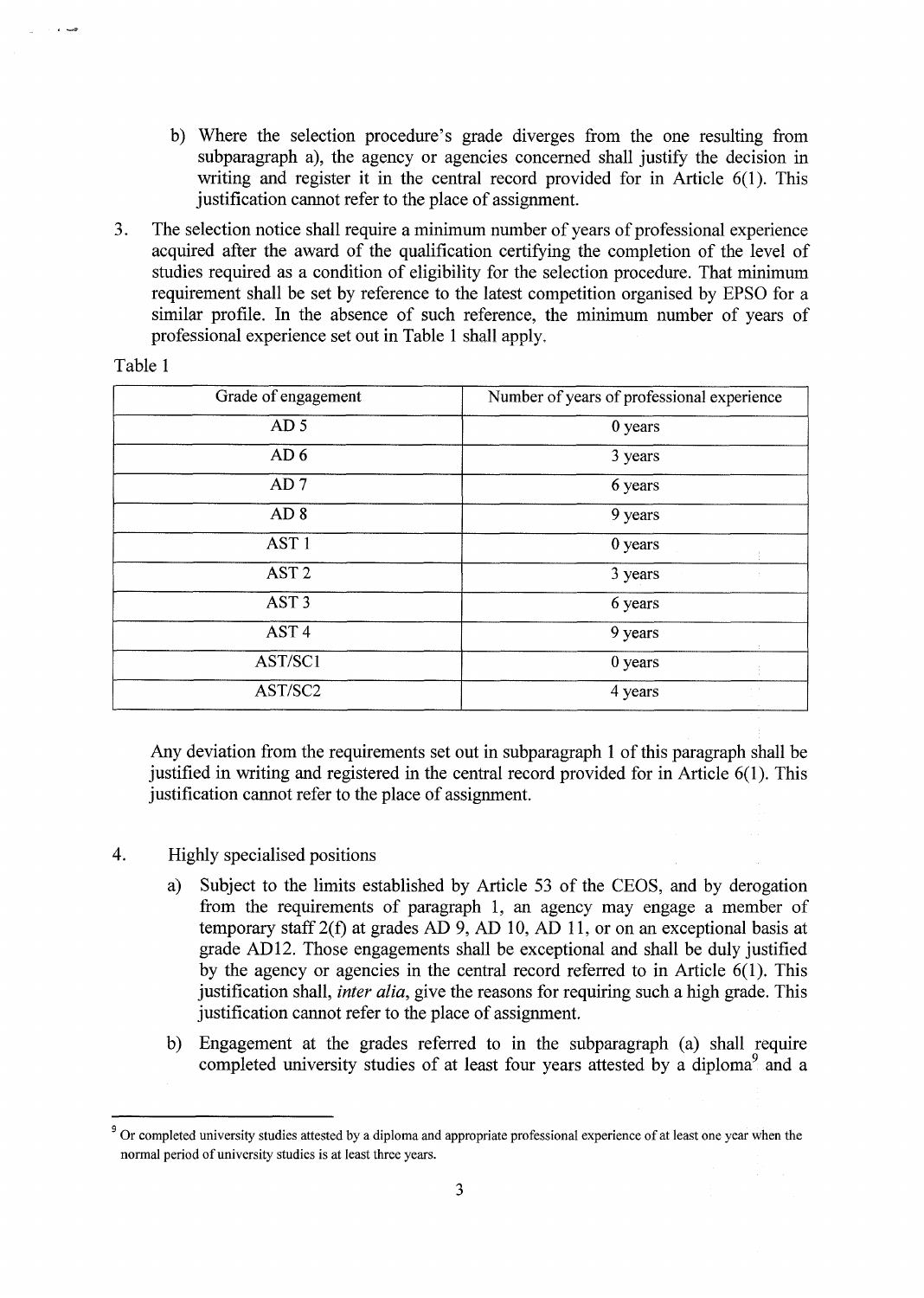b) Where the selection procedure's grade diverges from the one resulting from subparagraph a), the agency or agencies concerned shall justify the decision in writing and register it in the central record provided for in Article 6(1). This justification cannot refer to the place of assignment.

3. The selection notice shall require a minimum number of years of professional experience acquired after the award of the qualification certifying the completion of the level of studies required as a condition of eligibility for the selection procedure. That minimum requirement shall be set by reference to the latest competition organised by EPSO for a similar profile. In the absence of such reference, the minimum number of years of professional experience set out in Table 1 shall apply.

Table 1

| Grade of engagement | Number of years of professional experience |
|---|---|
| AD 5 | 0 years |
| AD 6 | 3 years |
| AD 7 | 6 years |
| AD 8 | 9 years |
| AST 1 | 0 years |
| AST 2 | 3 years |
| AST 3 | 6 years |
| AST 4 | 9 years |
| AST/SC1 | 0 years |
| AST/SC2 | 4 years |

Any deviation from the requirements set out in subparagraph 1 of this paragraph shall be justified in writing and registered in the central record provided for in Article 6(1). This justification cannot refer to the place of assignment.

4. Highly specialised positions

a) Subject to the limits established by Article 53 of the CEOS, and by derogation from the requirements of paragraph 1, an agency may engage a member of temporary staff 2(f) at grades AD 9, AD 10, AD 11, or on an exceptional basis at grade AD12. Those engagements shall be exceptional and shall be duly justified by the agency or agencies in the central record referred to in Article 6(1). This justification shall, *inter alia*, give the reasons for requiring such a high grade. This justification cannot refer to the place of assignment.

b) Engagement at the grades referred to in the subparagraph (a) shall require completed university studies of at least four years attested by a diploma[9] and a

[9] Or completed university studies attested by a diploma and appropriate professional experience of at least one year when the normal period of university studies is at least three years.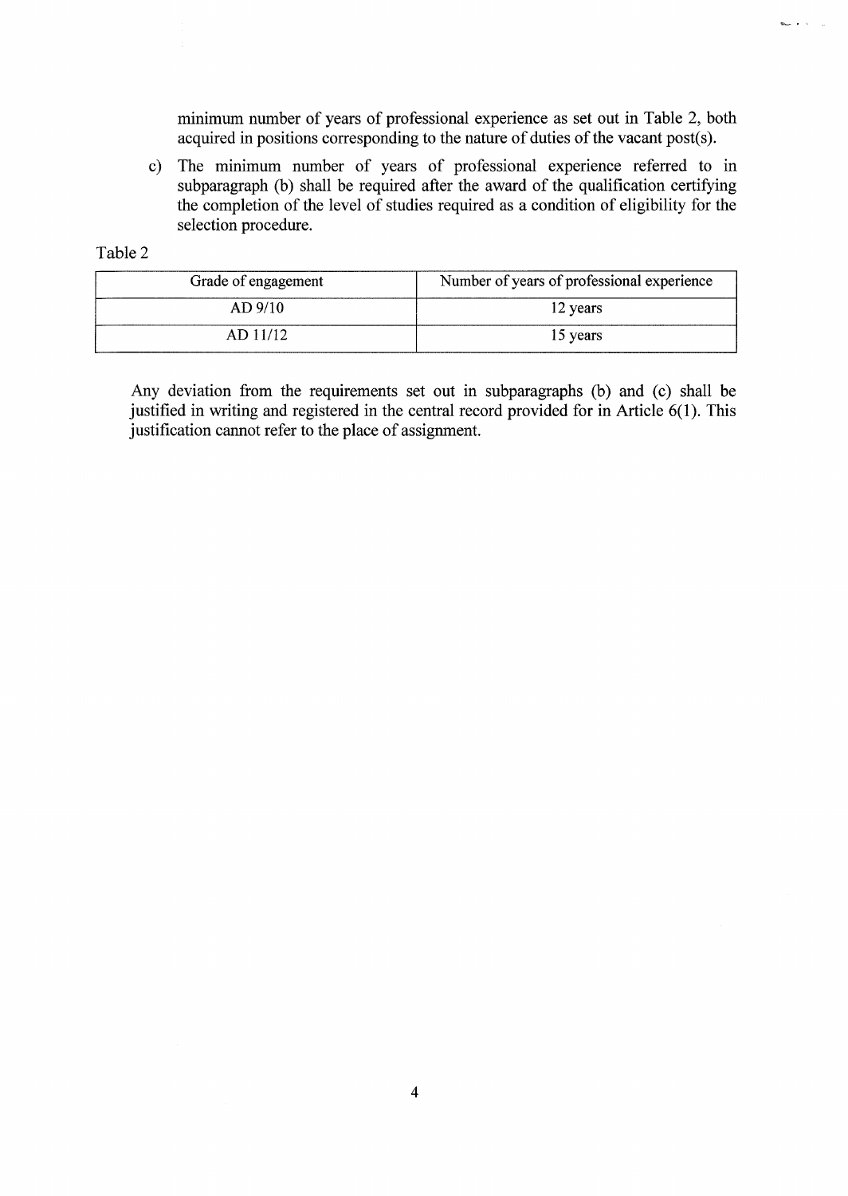minimum number of years of professional experience as set out in Table 2, both acquired in positions corresponding to the nature of duties of the vacant post(s).

c) The minimum number of years of professional experience referred to in subparagraph (b) shall be required after the award of the qualification certifying the completion of the level of studies required as a condition of eligibility for the selection procedure.

Table 2

| Grade of engagement | Number of years of professional experience |
|---|---|
| AD 9/10 | 12 years |
| AD 11/12 | 15 years |

Any deviation from the requirements set out in subparagraphs (b) and (c) shall be justified in writing and registered in the central record provided for in Article 6(1). This justification cannot refer to the place of assignment.